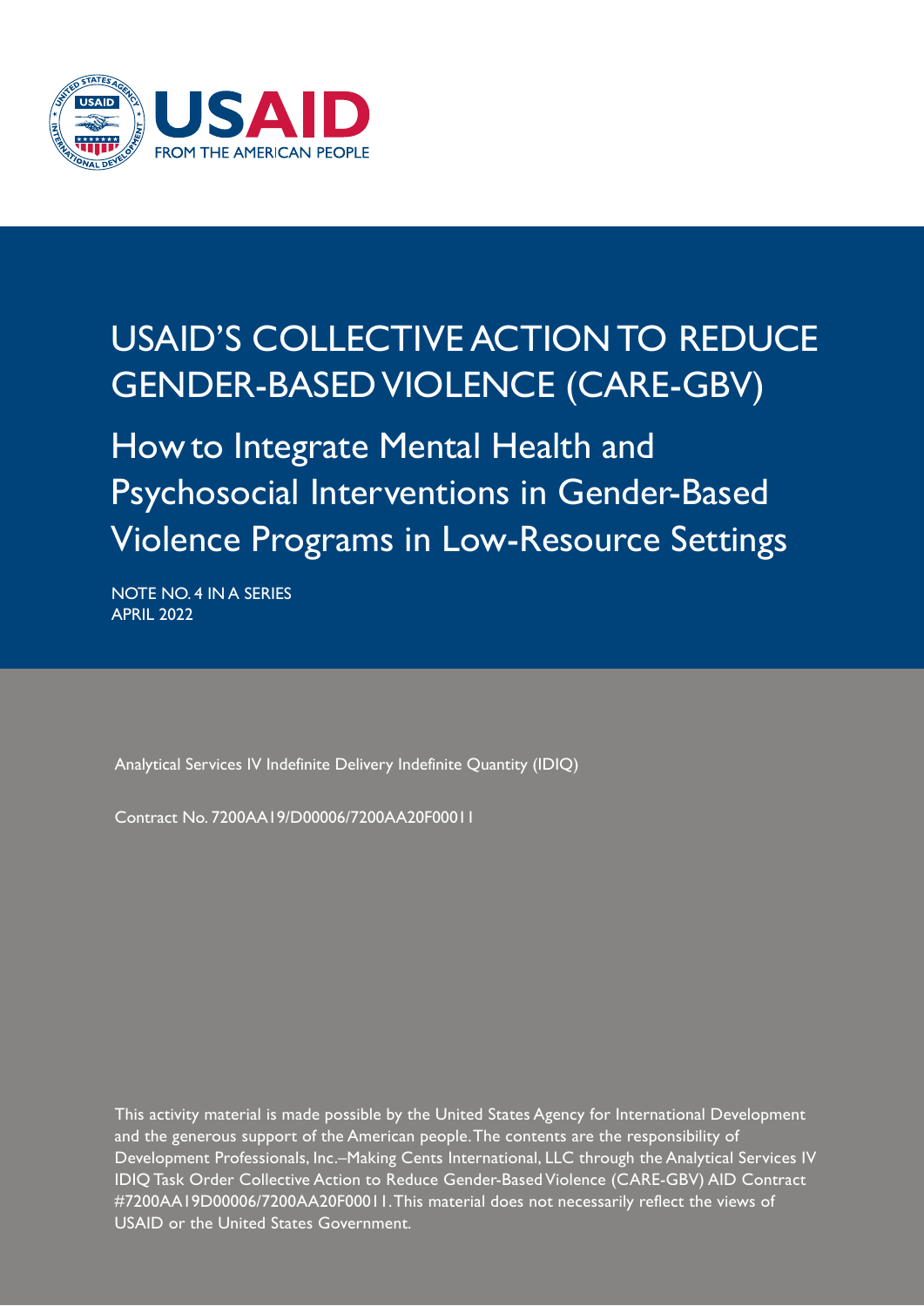USAID FROM THE AMERICAN PEOPLE

# USAID'S COLLECTIVE ACTION TO REDUCE GENDER-BASED VIOLENCE (CARE-GBV)

## How to Integrate Mental Health and Psychosocial Interventions in Gender-Based Violence Programs in Low-Resource Settings

NOTE NO. 4 IN A SERIES
APRIL 2022

Analytical Services IV Indefinite Delivery Indefinite Quantity (IDIQ)

Contract No. 7200AA19/D00006/7200AA20F00011

This activity material is made possible by the United States Agency for International Development and the generous support of the American people. The contents are the responsibility of Development Professionals, Inc.–Making Cents International, LLC through the Analytical Services IV IDIQ Task Order Collective Action to Reduce Gender-Based Violence (CARE-GBV) AID Contract #7200AA19D00006/7200AA20F00011. This material does not necessarily reflect the views of USAID or the United States Government.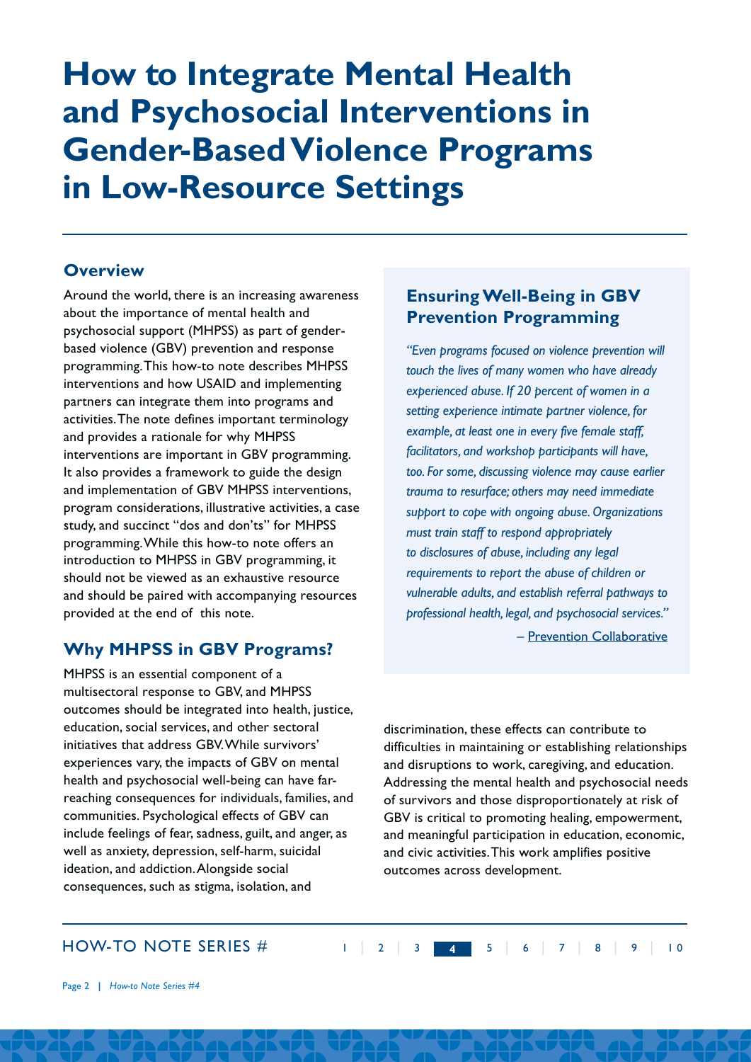# How to Integrate Mental Health and Psychosocial Interventions in Gender-Based Violence Programs in Low-Resource Settings

## Overview

Around the world, there is an increasing awareness about the importance of mental health and psychosocial support (MHPSS) as part of gender-based violence (GBV) prevention and response programming. This how-to note describes MHPSS interventions and how USAID and implementing partners can integrate them into programs and activities. The note defines important terminology and provides a rationale for why MHPSS interventions are important in GBV programming. It also provides a framework to guide the design and implementation of GBV MHPSS interventions, program considerations, illustrative activities, a case study, and succinct "dos and don'ts" for MHPSS programming. While this how-to note offers an introduction to MHPSS in GBV programming, it should not be viewed as an exhaustive resource and should be paired with accompanying resources provided at the end of this note.

## Why MHPSS in GBV Programs?

MHPSS is an essential component of a multisectoral response to GBV, and MHPSS outcomes should be integrated into health, justice, education, social services, and other sectoral initiatives that address GBV. While survivors' experiences vary, the impacts of GBV on mental health and psychosocial well-being can have far-reaching consequences for individuals, families, and communities. Psychological effects of GBV can include feelings of fear, sadness, guilt, and anger, as well as anxiety, depression, self-harm, suicidal ideation, and addiction. Alongside social consequences, such as stigma, isolation, and discrimination, these effects can contribute to difficulties in maintaining or establishing relationships and disruptions to work, caregiving, and education. Addressing the mental health and psychosocial needs of survivors and those disproportionately at risk of GBV is critical to promoting healing, empowerment, and meaningful participation in education, economic, and civic activities. This work amplifies positive outcomes across development.

### Ensuring Well-Being in GBV Prevention Programming

*"Even programs focused on violence prevention will touch the lives of many women who have already experienced abuse. If 20 percent of women in a setting experience intimate partner violence, for example, at least one in every five female staff, facilitators, and workshop participants will have, too. For some, discussing violence may cause earlier trauma to resurface; others may need immediate support to cope with ongoing abuse. Organizations must train staff to respond appropriately to disclosures of abuse, including any legal requirements to report the abuse of children or vulnerable adults, and establish referral pathways to professional health, legal, and psychosocial services."*

– Prevention Collaborative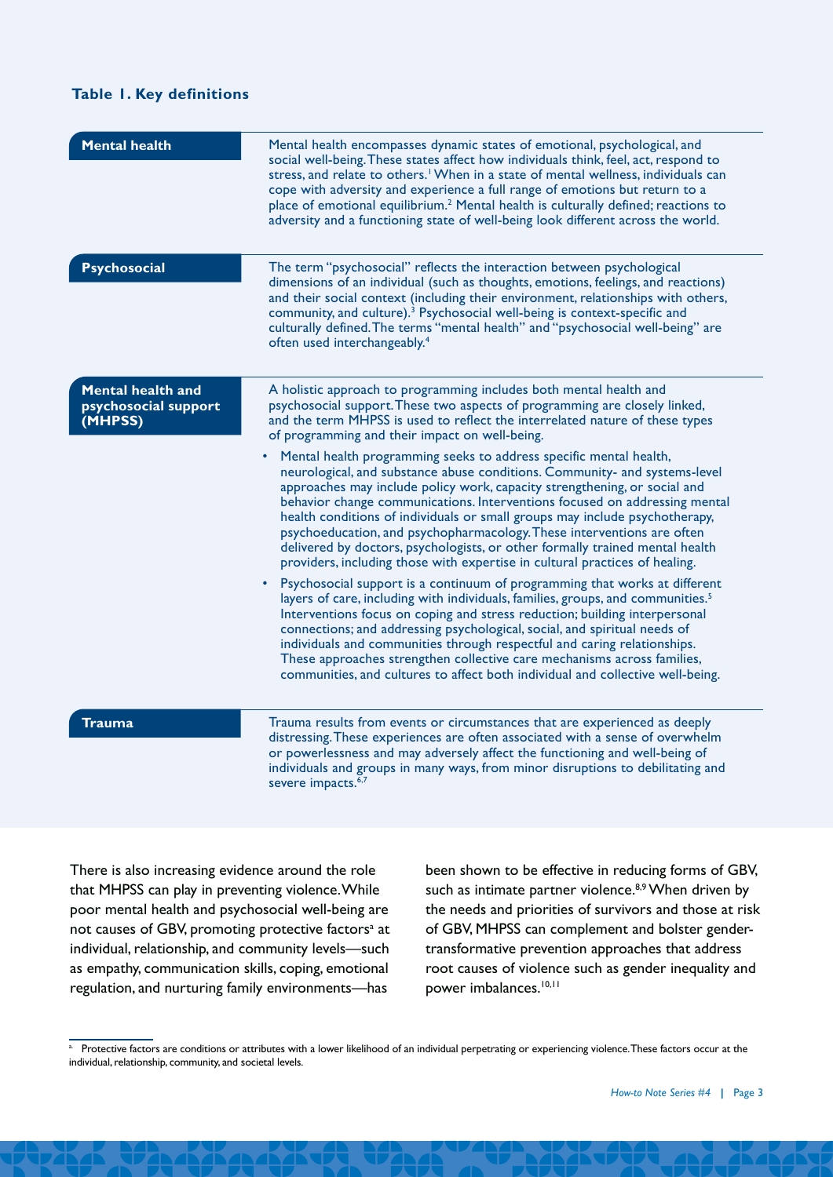**Table 1. Key definitions**

| Term | Definition |
|---|---|
| **Mental health** | Mental health encompasses dynamic states of emotional, psychological, and social well-being. These states affect how individuals think, feel, act, respond to stress, and relate to others.[1] When in a state of mental wellness, individuals can cope with adversity and experience a full range of emotions but return to a place of emotional equilibrium.[2] Mental health is culturally defined; reactions to adversity and a functioning state of well-being look different across the world. |
| **Psychosocial** | The term "psychosocial" reflects the interaction between psychological dimensions of an individual (such as thoughts, emotions, feelings, and reactions) and their social context (including their environment, relationships with others, community, and culture).[3] Psychosocial well-being is context-specific and culturally defined. The terms "mental health" and "psychosocial well-being" are often used interchangeably.[4] |
| **Mental health and psychosocial support (MHPSS)** | A holistic approach to programming includes both mental health and psychosocial support. These two aspects of programming are closely linked, and the term MHPSS is used to reflect the interrelated nature of these types of programming and their impact on well-being.<br>• Mental health programming seeks to address specific mental health, neurological, and substance abuse conditions. Community- and systems-level approaches may include policy work, capacity strengthening, or social and behavior change communications. Interventions focused on addressing mental health conditions of individuals or small groups may include psychotherapy, psychoeducation, and psychopharmacology. These interventions are often delivered by doctors, psychologists, or other formally trained mental health providers, including those with expertise in cultural practices of healing.<br>• Psychosocial support is a continuum of programming that works at different layers of care, including with individuals, families, groups, and communities.[5] Interventions focus on coping and stress reduction; building interpersonal connections; and addressing psychological, social, and spiritual needs of individuals and communities through respectful and caring relationships. These approaches strengthen collective care mechanisms across families, communities, and cultures to affect both individual and collective well-being. |
| **Trauma** | Trauma results from events or circumstances that are experienced as deeply distressing. These experiences are often associated with a sense of overwhelm or powerlessness and may adversely affect the functioning and well-being of individuals and groups in many ways, from minor disruptions to debilitating and severe impacts.[6,7] |

There is also increasing evidence around the role that MHPSS can play in preventing violence. While poor mental health and psychosocial well-being are not causes of GBV, promoting protective factors[a] at individual, relationship, and community levels—such as empathy, communication skills, coping, emotional regulation, and nurturing family environments—has been shown to be effective in reducing forms of GBV, such as intimate partner violence.[8,9] When driven by the needs and priorities of survivors and those at risk of GBV, MHPSS can complement and bolster gender-transformative prevention approaches that address root causes of violence such as gender inequality and power imbalances.[10,11]

[a] Protective factors are conditions or attributes with a lower likelihood of an individual perpetrating or experiencing violence. These factors occur at the individual, relationship, community, and societal levels.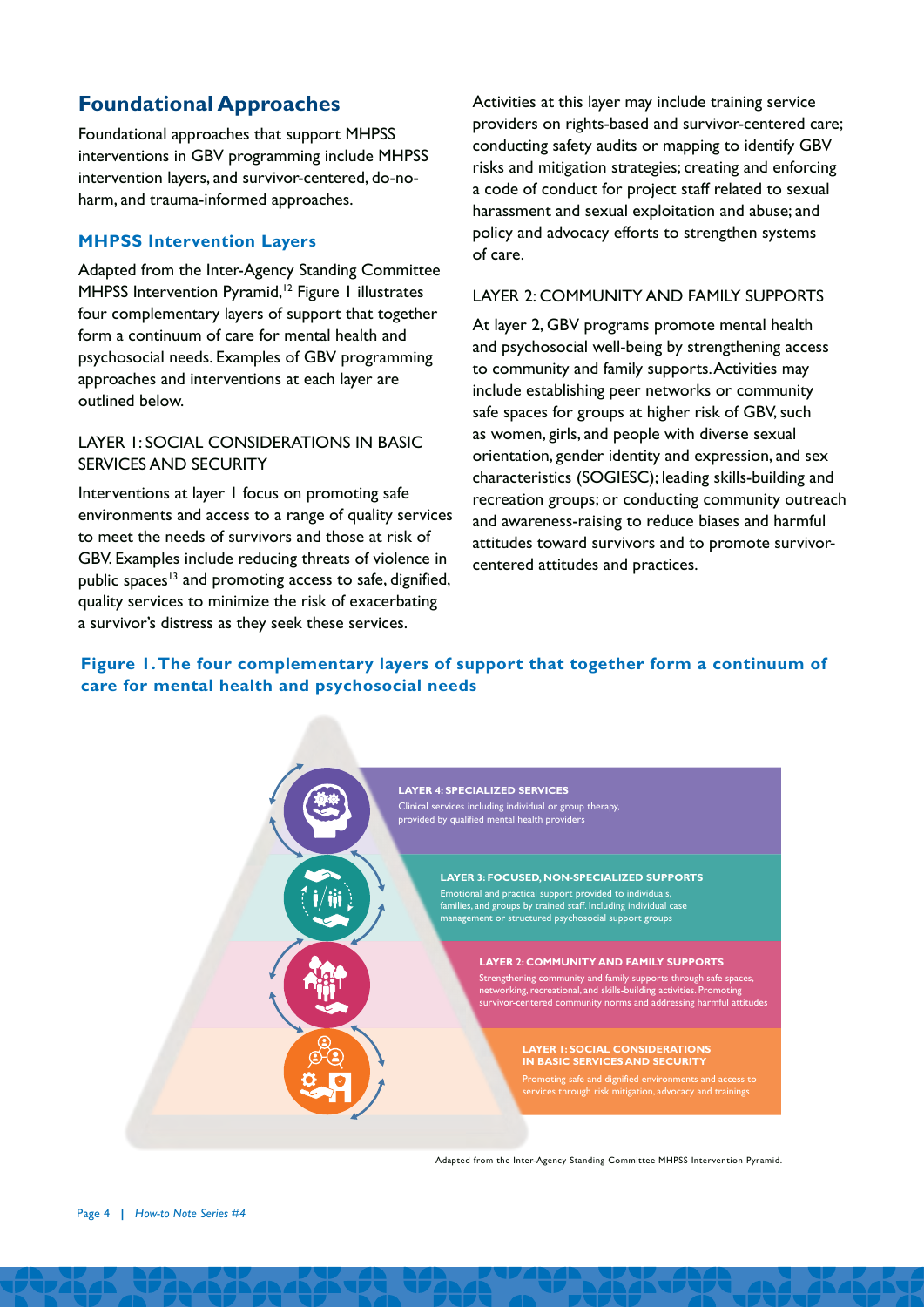## Foundational Approaches

Foundational approaches that support MHPSS interventions in GBV programming include MHPSS intervention layers, and survivor-centered, do-no-harm, and trauma-informed approaches.

### MHPSS Intervention Layers

Adapted from the Inter-Agency Standing Committee MHPSS Intervention Pyramid,[12] Figure 1 illustrates four complementary layers of support that together form a continuum of care for mental health and psychosocial needs. Examples of GBV programming approaches and interventions at each layer are outlined below.

#### LAYER 1: SOCIAL CONSIDERATIONS IN BASIC SERVICES AND SECURITY

Interventions at layer 1 focus on promoting safe environments and access to a range of quality services to meet the needs of survivors and those at risk of GBV. Examples include reducing threats of violence in public spaces[13] and promoting access to safe, dignified, quality services to minimize the risk of exacerbating a survivor's distress as they seek these services.

Activities at this layer may include training service providers on rights-based and survivor-centered care; conducting safety audits or mapping to identify GBV risks and mitigation strategies; creating and enforcing a code of conduct for project staff related to sexual harassment and sexual exploitation and abuse; and policy and advocacy efforts to strengthen systems of care.

#### LAYER 2: COMMUNITY AND FAMILY SUPPORTS

At layer 2, GBV programs promote mental health and psychosocial well-being by strengthening access to community and family supports. Activities may include establishing peer networks or community safe spaces for groups at higher risk of GBV, such as women, girls, and people with diverse sexual orientation, gender identity and expression, and sex characteristics (SOGIESC); leading skills-building and recreation groups; or conducting community outreach and awareness-raising to reduce biases and harmful attitudes toward survivors and to promote survivor-centered attitudes and practices.

**Figure 1. The four complementary layers of support that together form a continuum of care for mental health and psychosocial needs**

**LAYER 4: SPECIALIZED SERVICES**
Clinical services including individual or group therapy, provided by qualified mental health providers

**LAYER 3: FOCUSED, NON-SPECIALIZED SUPPORTS**
Emotional and practical support provided to individuals, families, and groups by trained staff. Including individual case management or structured psychosocial support groups

**LAYER 2: COMMUNITY AND FAMILY SUPPORTS**
Strengthening community and family supports through safe spaces, networking, recreational, and skills-building activities. Promoting survivor-centered community norms and addressing harmful attitudes

**LAYER 1: SOCIAL CONSIDERATIONS IN BASIC SERVICES AND SECURITY**
Promoting safe and dignified environments and access to services through risk mitigation, advocacy and trainings

Adapted from the Inter-Agency Standing Committee MHPSS Intervention Pyramid.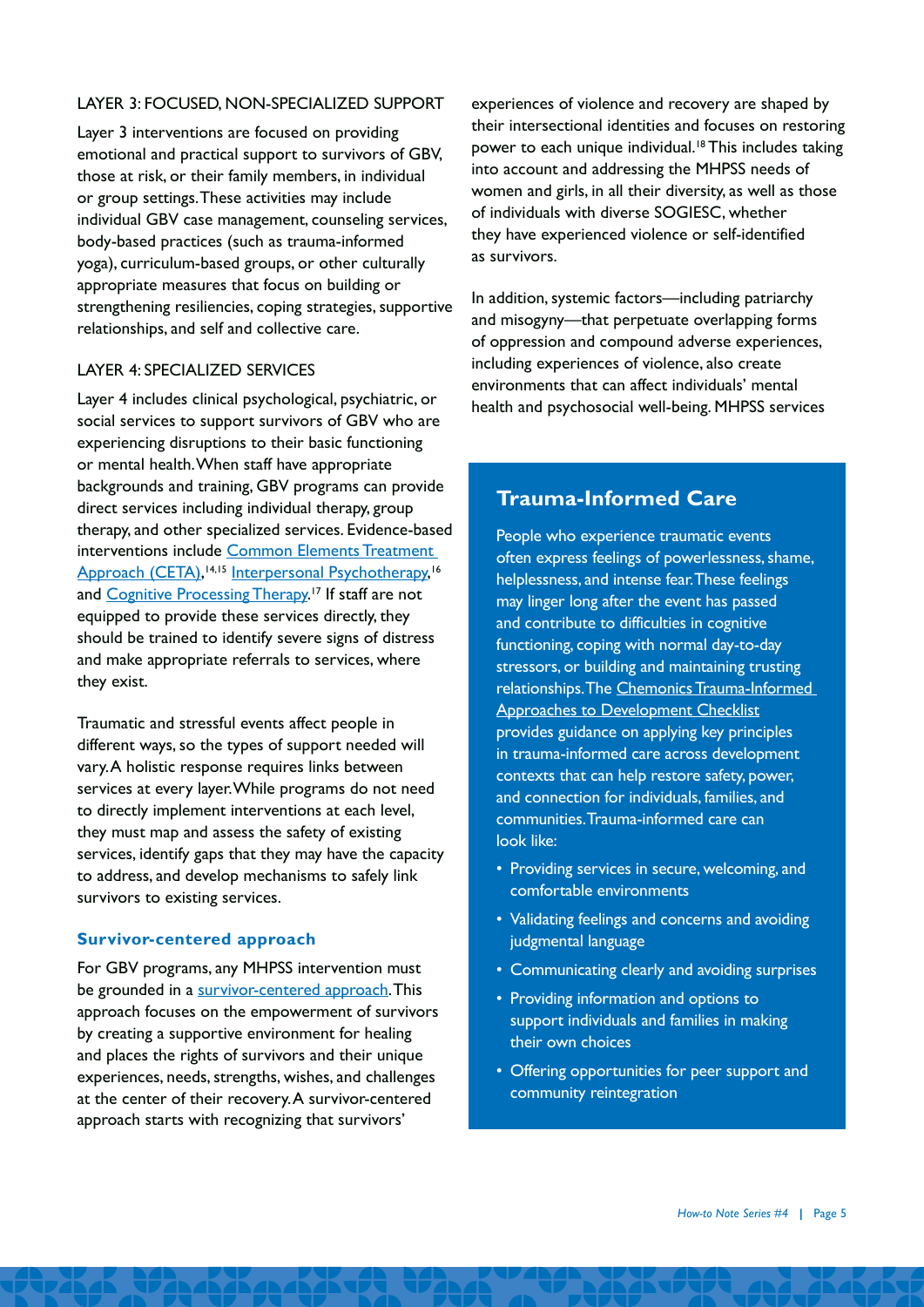LAYER 3: FOCUSED, NON-SPECIALIZED SUPPORT

Layer 3 interventions are focused on providing emotional and practical support to survivors of GBV, those at risk, or their family members, in individual or group settings. These activities may include individual GBV case management, counseling services, body-based practices (such as trauma-informed yoga), curriculum-based groups, or other culturally appropriate measures that focus on building or strengthening resiliencies, coping strategies, supportive relationships, and self and collective care.

LAYER 4: SPECIALIZED SERVICES

Layer 4 includes clinical psychological, psychiatric, or social services to support survivors of GBV who are experiencing disruptions to their basic functioning or mental health. When staff have appropriate backgrounds and training, GBV programs can provide direct services including individual therapy, group therapy, and other specialized services. Evidence-based interventions include Common Elements Treatment Approach (CETA),[14,15] Interpersonal Psychotherapy,[16] and Cognitive Processing Therapy.[17] If staff are not equipped to provide these services directly, they should be trained to identify severe signs of distress and make appropriate referrals to services, where they exist.

Traumatic and stressful events affect people in different ways, so the types of support needed will vary. A holistic response requires links between services at every layer. While programs do not need to directly implement interventions at each level, they must map and assess the safety of existing services, identify gaps that they may have the capacity to address, and develop mechanisms to safely link survivors to existing services.

### Survivor-centered approach

For GBV programs, any MHPSS intervention must be grounded in a survivor-centered approach. This approach focuses on the empowerment of survivors by creating a supportive environment for healing and places the rights of survivors and their unique experiences, needs, strengths, wishes, and challenges at the center of their recovery. A survivor-centered approach starts with recognizing that survivors' experiences of violence and recovery are shaped by their intersectional identities and focuses on restoring power to each unique individual.[18] This includes taking into account and addressing the MHPSS needs of women and girls, in all their diversity, as well as those of individuals with diverse SOGIESC, whether they have experienced violence or self-identified as survivors.

In addition, systemic factors—including patriarchy and misogyny—that perpetuate overlapping forms of oppression and compound adverse experiences, including experiences of violence, also create environments that can affect individuals' mental health and psychosocial well-being. MHPSS services

### Trauma-Informed Care

People who experience traumatic events often express feelings of powerlessness, shame, helplessness, and intense fear. These feelings may linger long after the event has passed and contribute to difficulties in cognitive functioning, coping with normal day-to-day stressors, or building and maintaining trusting relationships. The Chemonics Trauma-Informed Approaches to Development Checklist provides guidance on applying key principles in trauma-informed care across development contexts that can help restore safety, power, and connection for individuals, families, and communities. Trauma-informed care can look like:

- Providing services in secure, welcoming, and comfortable environments
- Validating feelings and concerns and avoiding judgmental language
- Communicating clearly and avoiding surprises
- Providing information and options to support individuals and families in making their own choices
- Offering opportunities for peer support and community reintegration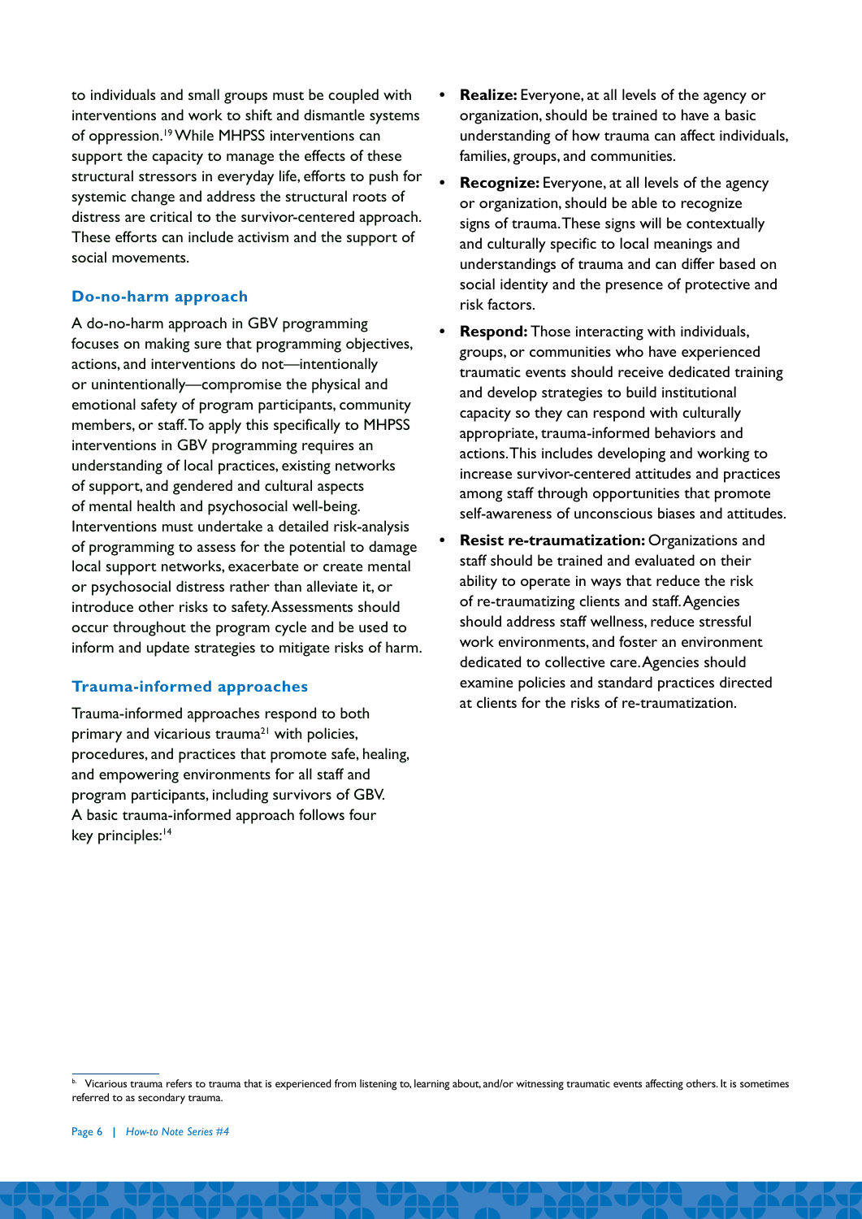to individuals and small groups must be coupled with interventions and work to shift and dismantle systems of oppression.[19] While MHPSS interventions can support the capacity to manage the effects of these structural stressors in everyday life, efforts to push for systemic change and address the structural roots of distress are critical to the survivor-centered approach. These efforts can include activism and the support of social movements.

### Do-no-harm approach

A do-no-harm approach in GBV programming focuses on making sure that programming objectives, actions, and interventions do not—intentionally or unintentionally—compromise the physical and emotional safety of program participants, community members, or staff. To apply this specifically to MHPSS interventions in GBV programming requires an understanding of local practices, existing networks of support, and gendered and cultural aspects of mental health and psychosocial well-being. Interventions must undertake a detailed risk-analysis of programming to assess for the potential to damage local support networks, exacerbate or create mental or psychosocial distress rather than alleviate it, or introduce other risks to safety. Assessments should occur throughout the program cycle and be used to inform and update strategies to mitigate risks of harm.

### Trauma-informed approaches

Trauma-informed approaches respond to both primary and vicarious trauma[21] with policies, procedures, and practices that promote safe, healing, and empowering environments for all staff and program participants, including survivors of GBV. A basic trauma-informed approach follows four key principles:[14]

- **Realize:** Everyone, at all levels of the agency or organization, should be trained to have a basic understanding of how trauma can affect individuals, families, groups, and communities.
- **Recognize:** Everyone, at all levels of the agency or organization, should be able to recognize signs of trauma. These signs will be contextually and culturally specific to local meanings and understandings of trauma and can differ based on social identity and the presence of protective and risk factors.
- **Respond:** Those interacting with individuals, groups, or communities who have experienced traumatic events should receive dedicated training and develop strategies to build institutional capacity so they can respond with culturally appropriate, trauma-informed behaviors and actions. This includes developing and working to increase survivor-centered attitudes and practices among staff through opportunities that promote self-awareness of unconscious biases and attitudes.
- **Resist re-traumatization:** Organizations and staff should be trained and evaluated on their ability to operate in ways that reduce the risk of re-traumatizing clients and staff. Agencies should address staff wellness, reduce stressful work environments, and foster an environment dedicated to collective care. Agencies should examine policies and standard practices directed at clients for the risks of re-traumatization.

---

[b] Vicarious trauma refers to trauma that is experienced from listening to, learning about, and/or witnessing traumatic events affecting others. It is sometimes referred to as secondary trauma.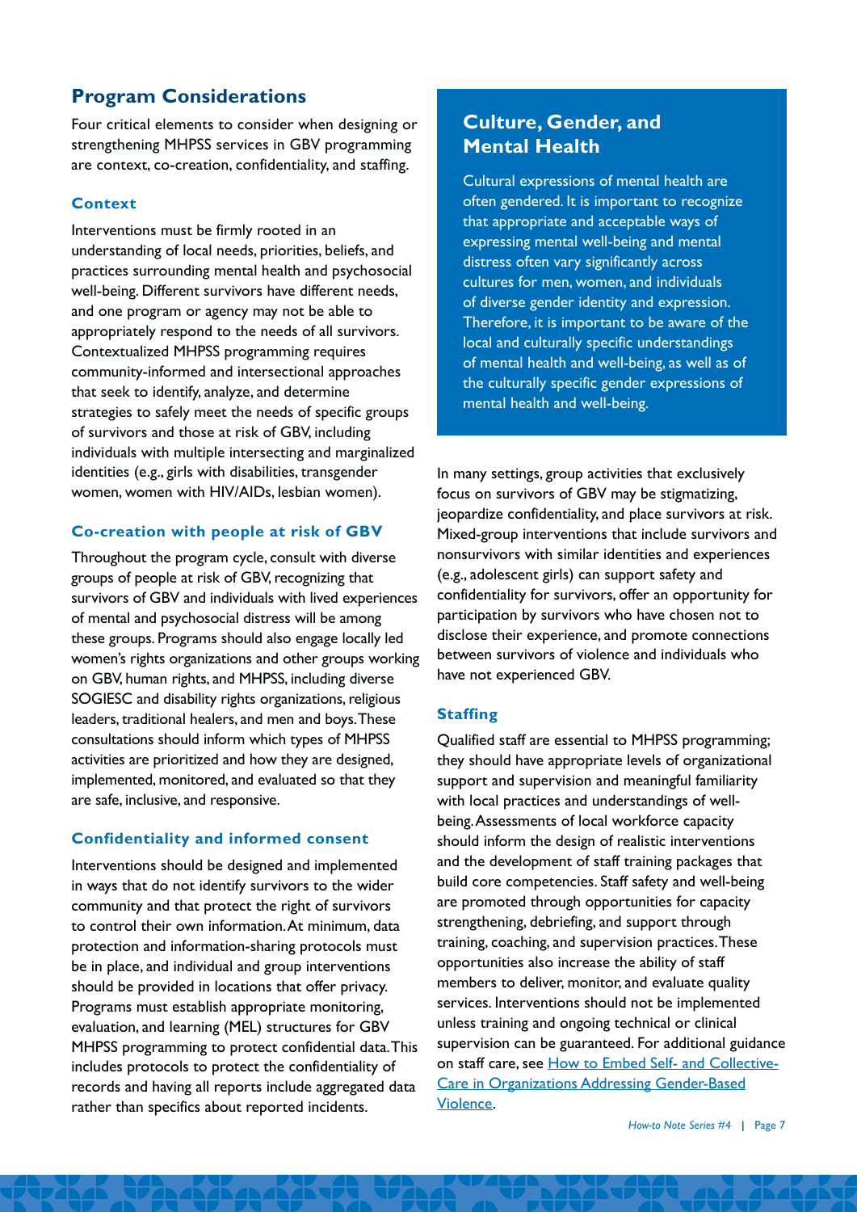## Program Considerations

Four critical elements to consider when designing or strengthening MHPSS services in GBV programming are context, co-creation, confidentiality, and staffing.

### Context

Interventions must be firmly rooted in an understanding of local needs, priorities, beliefs, and practices surrounding mental health and psychosocial well-being. Different survivors have different needs, and one program or agency may not be able to appropriately respond to the needs of all survivors. Contextualized MHPSS programming requires community-informed and intersectional approaches that seek to identify, analyze, and determine strategies to safely meet the needs of specific groups of survivors and those at risk of GBV, including individuals with multiple intersecting and marginalized identities (e.g., girls with disabilities, transgender women, women with HIV/AIDs, lesbian women).

### Co-creation with people at risk of GBV

Throughout the program cycle, consult with diverse groups of people at risk of GBV, recognizing that survivors of GBV and individuals with lived experiences of mental and psychosocial distress will be among these groups. Programs should also engage locally led women's rights organizations and other groups working on GBV, human rights, and MHPSS, including diverse SOGIESC and disability rights organizations, religious leaders, traditional healers, and men and boys. These consultations should inform which types of MHPSS activities are prioritized and how they are designed, implemented, monitored, and evaluated so that they are safe, inclusive, and responsive.

### Confidentiality and informed consent

Interventions should be designed and implemented in ways that do not identify survivors to the wider community and that protect the right of survivors to control their own information. At minimum, data protection and information-sharing protocols must be in place, and individual and group interventions should be provided in locations that offer privacy. Programs must establish appropriate monitoring, evaluation, and learning (MEL) structures for GBV MHPSS programming to protect confidential data. This includes protocols to protect the confidentiality of records and having all reports include aggregated data rather than specifics about reported incidents.

## Culture, Gender, and Mental Health

Cultural expressions of mental health are often gendered. It is important to recognize that appropriate and acceptable ways of expressing mental well-being and mental distress often vary significantly across cultures for men, women, and individuals of diverse gender identity and expression. Therefore, it is important to be aware of the local and culturally specific understandings of mental health and well-being, as well as of the culturally specific gender expressions of mental health and well-being.

In many settings, group activities that exclusively focus on survivors of GBV may be stigmatizing, jeopardize confidentiality, and place survivors at risk. Mixed-group interventions that include survivors and nonsurvivors with similar identities and experiences (e.g., adolescent girls) can support safety and confidentiality for survivors, offer an opportunity for participation by survivors who have chosen not to disclose their experience, and promote connections between survivors of violence and individuals who have not experienced GBV.

### Staffing

Qualified staff are essential to MHPSS programming; they should have appropriate levels of organizational support and supervision and meaningful familiarity with local practices and understandings of well-being. Assessments of local workforce capacity should inform the design of realistic interventions and the development of staff training packages that build core competencies. Staff safety and well-being are promoted through opportunities for capacity strengthening, debriefing, and support through training, coaching, and supervision practices. These opportunities also increase the ability of staff members to deliver, monitor, and evaluate quality services. Interventions should not be implemented unless training and ongoing technical or clinical supervision can be guaranteed. For additional guidance on staff care, see [How to Embed Self- and Collective-Care in Organizations Addressing Gender-Based Violence](#).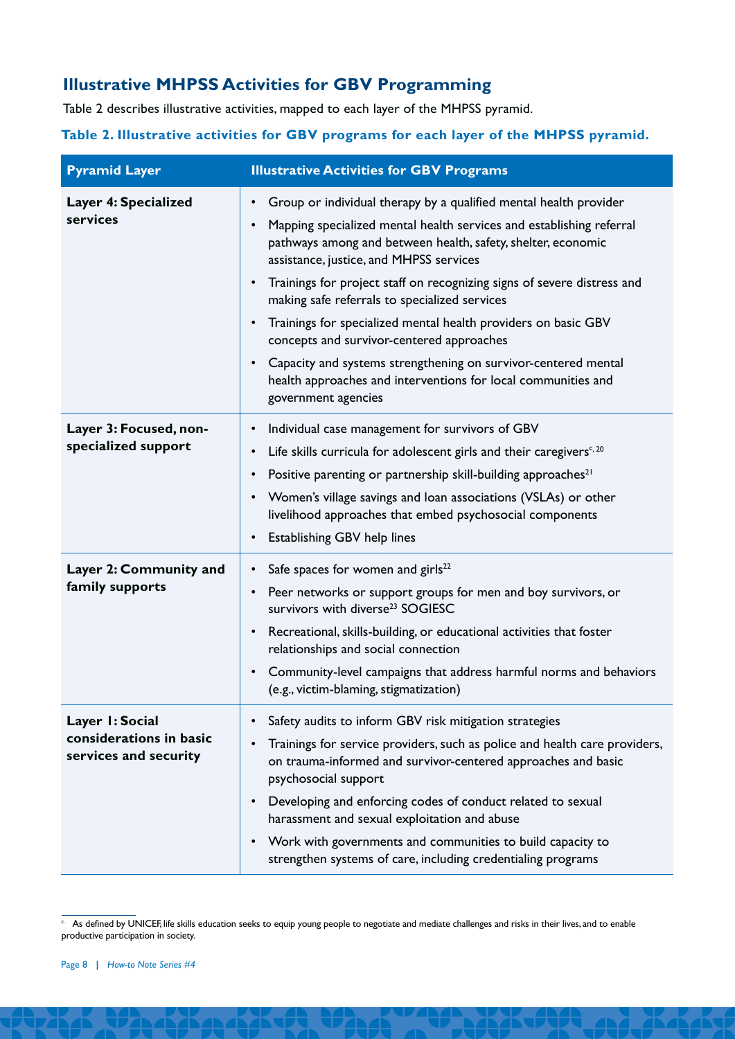## Illustrative MHPSS Activities for GBV Programming

Table 2 describes illustrative activities, mapped to each layer of the MHPSS pyramid.

**Table 2. Illustrative activities for GBV programs for each layer of the MHPSS pyramid.**

| Pyramid Layer | Illustrative Activities for GBV Programs |
| --- | --- |
| **Layer 4: Specialized services** | • Group or individual therapy by a qualified mental health provider<br>• Mapping specialized mental health services and establishing referral pathways among and between health, safety, shelter, economic assistance, justice, and MHPSS services<br>• Trainings for project staff on recognizing signs of severe distress and making safe referrals to specialized services<br>• Trainings for specialized mental health providers on basic GBV concepts and survivor-centered approaches<br>• Capacity and systems strengthening on survivor-centered mental health approaches and interventions for local communities and government agencies |
| **Layer 3: Focused, non-specialized support** | • Individual case management for survivors of GBV<br>• Life skills curricula for adolescent girls and their caregivers[c, 20]<br>• Positive parenting or partnership skill-building approaches[21]<br>• Women's village savings and loan associations (VSLAs) or other livelihood approaches that embed psychosocial components<br>• Establishing GBV help lines |
| **Layer 2: Community and family supports** | • Safe spaces for women and girls[22]<br>• Peer networks or support groups for men and boy survivors, or survivors with diverse[23] SOGIESC<br>• Recreational, skills-building, or educational activities that foster relationships and social connection<br>• Community-level campaigns that address harmful norms and behaviors (e.g., victim-blaming, stigmatization) |
| **Layer 1: Social considerations in basic services and security** | • Safety audits to inform GBV risk mitigation strategies<br>• Trainings for service providers, such as police and health care providers, on trauma-informed and survivor-centered approaches and basic psychosocial support<br>• Developing and enforcing codes of conduct related to sexual harassment and sexual exploitation and abuse<br>• Work with governments and communities to build capacity to strengthen systems of care, including credentialing programs |

[c] As defined by UNICEF, life skills education seeks to equip young people to negotiate and mediate challenges and risks in their lives, and to enable productive participation in society.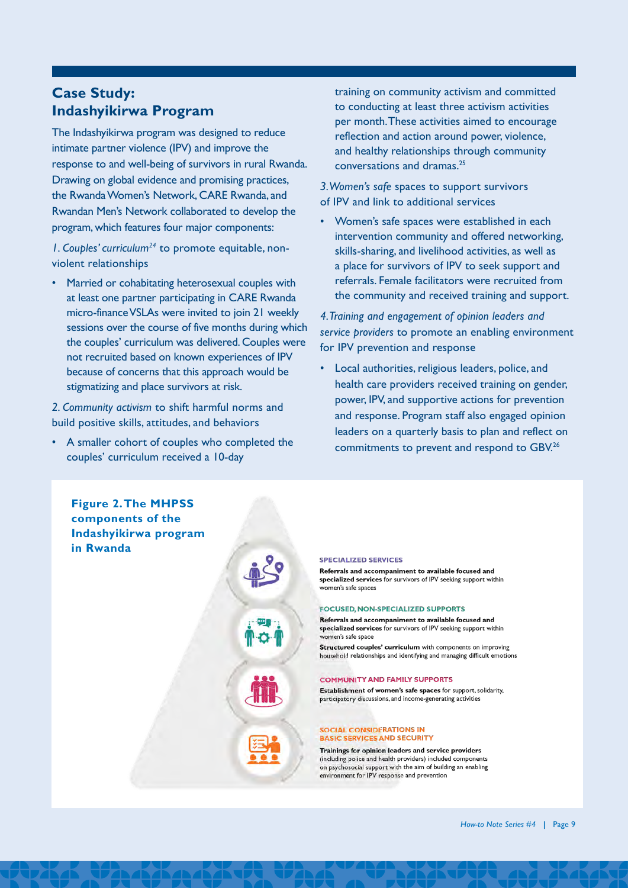## Case Study: Indashyikirwa Program

The Indashyikirwa program was designed to reduce intimate partner violence (IPV) and improve the response to and well-being of survivors in rural Rwanda. Drawing on global evidence and promising practices, the Rwanda Women's Network, CARE Rwanda, and Rwandan Men's Network collaborated to develop the program, which features four major components:

1. *Couples' curriculum*[24] to promote equitable, non-violent relationships

- Married or cohabitating heterosexual couples with at least one partner participating in CARE Rwanda micro-finance VSLAs were invited to join 21 weekly sessions over the course of five months during which the couples' curriculum was delivered. Couples were not recruited based on known experiences of IPV because of concerns that this approach would be stigmatizing and place survivors at risk.

2. *Community activism* to shift harmful norms and build positive skills, attitudes, and behaviors

- A smaller cohort of couples who completed the couples' curriculum received a 10-day training on community activism and committed to conducting at least three activism activities per month. These activities aimed to encourage reflection and action around power, violence, and healthy relationships through community conversations and dramas.[25]

3. *Women's safe* spaces to support survivors of IPV and link to additional services

- Women's safe spaces were established in each intervention community and offered networking, skills-sharing, and livelihood activities, as well as a place for survivors of IPV to seek support and referrals. Female facilitators were recruited from the community and received training and support.

4. *Training and engagement of opinion leaders and service providers* to promote an enabling environment for IPV prevention and response

- Local authorities, religious leaders, police, and health care providers received training on gender, power, IPV, and supportive actions for prevention and response. Program staff also engaged opinion leaders on a quarterly basis to plan and reflect on commitments to prevent and respond to GBV.[26]

**Figure 2. The MHPSS components of the Indashyikirwa program in Rwanda**

**SPECIALIZED SERVICES**

**Referrals and accompaniment to available focused and specialized services** for survivors of IPV seeking support within women's safe spaces

**FOCUSED, NON-SPECIALIZED SUPPORTS**

**Referrals and accompaniment to available focused and specialized services** for survivors of IPV seeking support within women's safe space

**Structured couples' curriculum** with components on improving household relationships and identifying and managing difficult emotions

**COMMUNITY AND FAMILY SUPPORTS**

**Establishment of women's safe spaces** for support, solidarity, participatory discussions, and income-generating activities

**SOCIAL CONSIDERATIONS IN BASIC SERVICES AND SECURITY**

**Trainings for opinion leaders and service providers** (including police and health providers) included components on psychosocial support with the aim of building an enabling environment for IPV response and prevention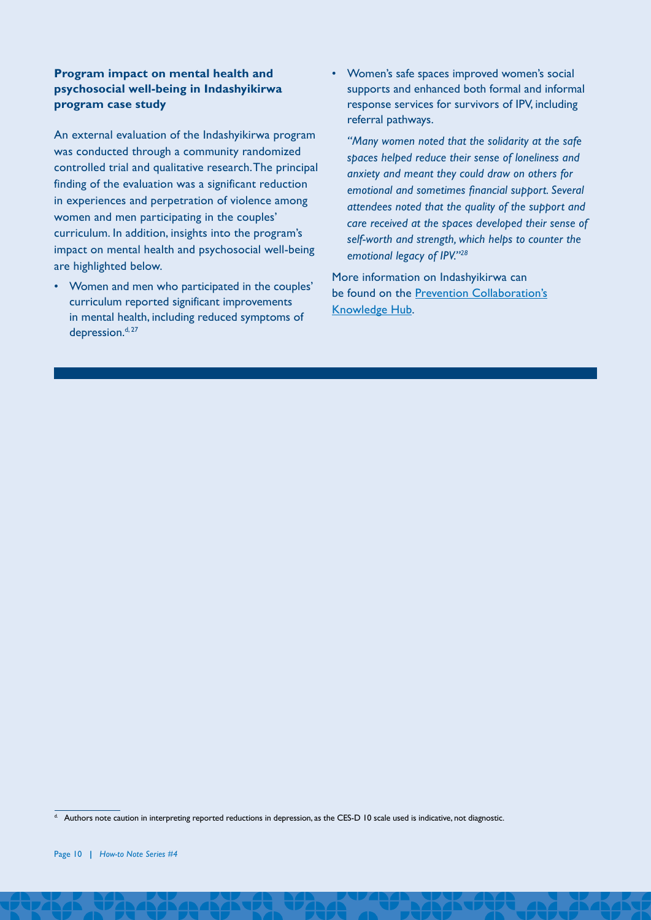**Program impact on mental health and psychosocial well-being in Indashyikirwa program case study**

An external evaluation of the Indashyikirwa program was conducted through a community randomized controlled trial and qualitative research. The principal finding of the evaluation was a significant reduction in experiences and perpetration of violence among women and men participating in the couples' curriculum. In addition, insights into the program's impact on mental health and psychosocial well-being are highlighted below.

- Women and men who participated in the couples' curriculum reported significant improvements in mental health, including reduced symptoms of depression.[d, 27]
- Women's safe spaces improved women's social supports and enhanced both formal and informal response services for survivors of IPV, including referral pathways.

  *"Many women noted that the solidarity at the safe spaces helped reduce their sense of loneliness and anxiety and meant they could draw on others for emotional and sometimes financial support. Several attendees noted that the quality of the support and care received at the spaces developed their sense of self-worth and strength, which helps to counter the emotional legacy of IPV."*[28]

More information on Indashyikirwa can be found on the Prevention Collaboration's Knowledge Hub.

[d] Authors note caution in interpreting reported reductions in depression, as the CES-D 10 scale used is indicative, not diagnostic.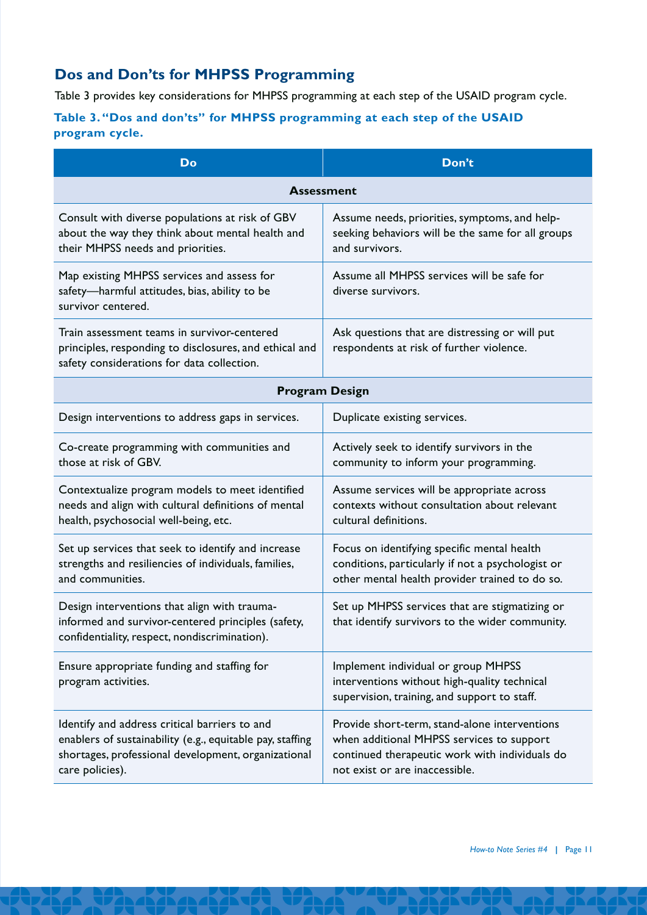## Dos and Don'ts for MHPSS Programming

Table 3 provides key considerations for MHPSS programming at each step of the USAID program cycle.

**Table 3. "Dos and don'ts" for MHPSS programming at each step of the USAID program cycle.**

| Do | Don't |
|---|---|
| **Assessment** | |
| Consult with diverse populations at risk of GBV about the way they think about mental health and their MHPSS needs and priorities. | Assume needs, priorities, symptoms, and help-seeking behaviors will be the same for all groups and survivors. |
| Map existing MHPSS services and assess for safety—harmful attitudes, bias, ability to be survivor centered. | Assume all MHPSS services will be safe for diverse survivors. |
| Train assessment teams in survivor-centered principles, responding to disclosures, and ethical and safety considerations for data collection. | Ask questions that are distressing or will put respondents at risk of further violence. |
| **Program Design** | |
| Design interventions to address gaps in services. | Duplicate existing services. |
| Co-create programming with communities and those at risk of GBV. | Actively seek to identify survivors in the community to inform your programming. |
| Contextualize program models to meet identified needs and align with cultural definitions of mental health, psychosocial well-being, etc. | Assume services will be appropriate across contexts without consultation about relevant cultural definitions. |
| Set up services that seek to identify and increase strengths and resiliencies of individuals, families, and communities. | Focus on identifying specific mental health conditions, particularly if not a psychologist or other mental health provider trained to do so. |
| Design interventions that align with trauma-informed and survivor-centered principles (safety, confidentiality, respect, nondiscrimination). | Set up MHPSS services that are stigmatizing or that identify survivors to the wider community. |
| Ensure appropriate funding and staffing for program activities. | Implement individual or group MHPSS interventions without high-quality technical supervision, training, and support to staff. |
| Identify and address critical barriers to and enablers of sustainability (e.g., equitable pay, staffing shortages, professional development, organizational care policies). | Provide short-term, stand-alone interventions when additional MHPSS services to support continued therapeutic work with individuals do not exist or are inaccessible. |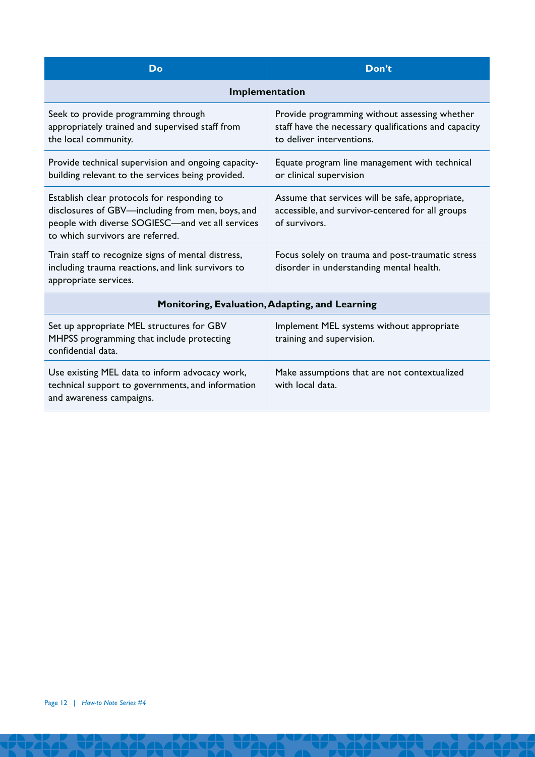| Do | Don't |
|---|---|
| **Implementation** | |
| Seek to provide programming through appropriately trained and supervised staff from the local community. | Provide programming without assessing whether staff have the necessary qualifications and capacity to deliver interventions. |
| Provide technical supervision and ongoing capacity-building relevant to the services being provided. | Equate program line management with technical or clinical supervision |
| Establish clear protocols for responding to disclosures of GBV—including from men, boys, and people with diverse SOGIESC—and vet all services to which survivors are referred. | Assume that services will be safe, appropriate, accessible, and survivor-centered for all groups of survivors. |
| Train staff to recognize signs of mental distress, including trauma reactions, and link survivors to appropriate services. | Focus solely on trauma and post-traumatic stress disorder in understanding mental health. |
| **Monitoring, Evaluation, Adapting, and Learning** | |
| Set up appropriate MEL structures for GBV MHPSS programming that include protecting confidential data. | Implement MEL systems without appropriate training and supervision. |
| Use existing MEL data to inform advocacy work, technical support to governments, and information and awareness campaigns. | Make assumptions that are not contextualized with local data. |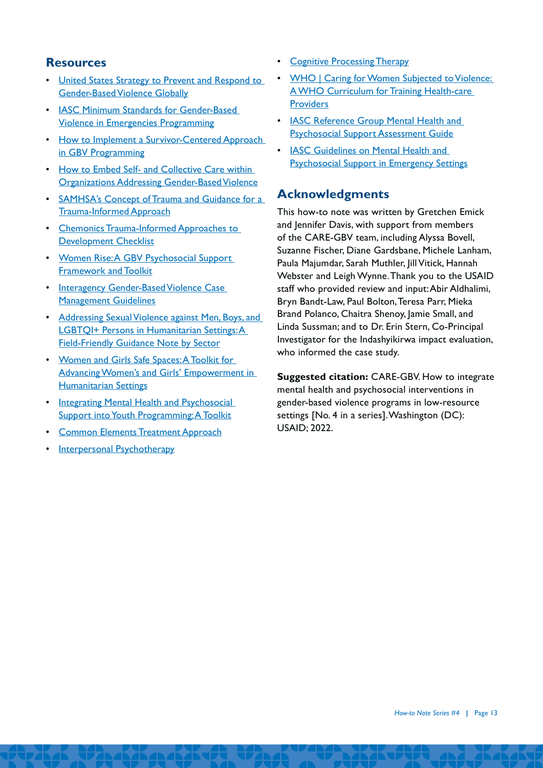## Resources

- United States Strategy to Prevent and Respond to Gender-Based Violence Globally
- IASC Minimum Standards for Gender-Based Violence in Emergencies Programming
- How to Implement a Survivor-Centered Approach in GBV Programming
- How to Embed Self- and Collective Care within Organizations Addressing Gender-Based Violence
- SAMHSA's Concept of Trauma and Guidance for a Trauma-Informed Approach
- Chemonics Trauma-Informed Approaches to Development Checklist
- Women Rise: A GBV Psychosocial Support Framework and Toolkit
- Interagency Gender-Based Violence Case Management Guidelines
- Addressing Sexual Violence against Men, Boys, and LGBTQI+ Persons in Humanitarian Settings: A Field-Friendly Guidance Note by Sector
- Women and Girls Safe Spaces: A Toolkit for Advancing Women's and Girls' Empowerment in Humanitarian Settings
- Integrating Mental Health and Psychosocial Support into Youth Programming: A Toolkit
- Common Elements Treatment Approach
- Interpersonal Psychotherapy
- Cognitive Processing Therapy
- WHO | Caring for Women Subjected to Violence: A WHO Curriculum for Training Health-care Providers
- IASC Reference Group Mental Health and Psychosocial Support Assessment Guide
- IASC Guidelines on Mental Health and Psychosocial Support in Emergency Settings

## Acknowledgments

This how-to note was written by Gretchen Emick and Jennifer Davis, with support from members of the CARE-GBV team, including Alyssa Bovell, Suzanne Fischer, Diane Gardsbane, Michele Lanham, Paula Majumdar, Sarah Muthler, Jill Vitick, Hannah Webster and Leigh Wynne. Thank you to the USAID staff who provided review and input: Abir Aldhalimi, Bryn Bandt-Law, Paul Bolton, Teresa Parr, Mieka Brand Polanco, Chaitra Shenoy, Jamie Small, and Linda Sussman; and to Dr. Erin Stern, Co-Principal Investigator for the Indashyikirwa impact evaluation, who informed the case study.

**Suggested citation:** CARE-GBV. How to integrate mental health and psychosocial interventions in gender-based violence programs in low-resource settings [No. 4 in a series]. Washington (DC): USAID; 2022.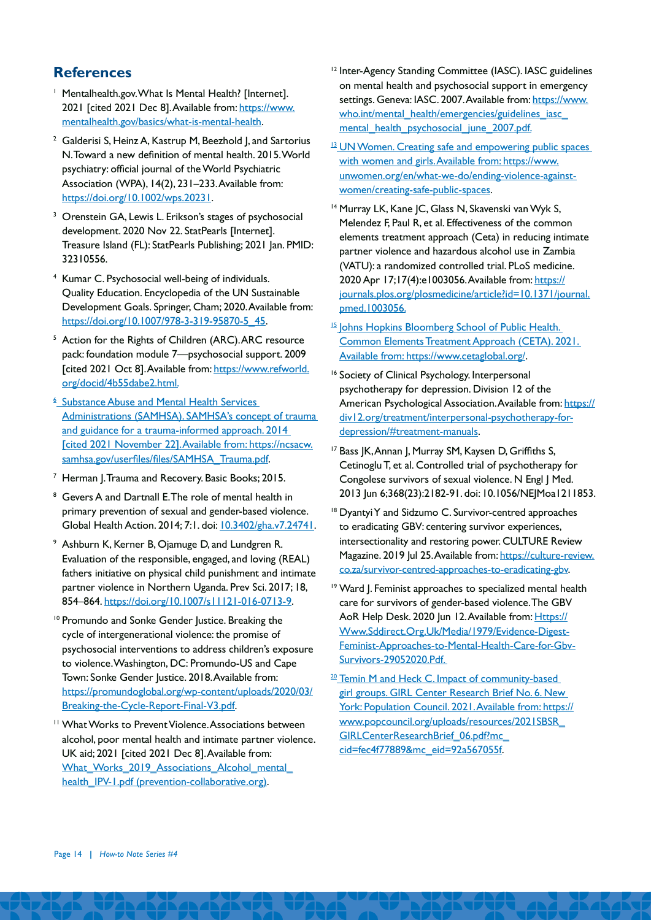## References

1. Mentalhealth.gov. What Is Mental Health? [Internet]. 2021 [cited 2021 Dec 8]. Available from: https://www.mentalhealth.gov/basics/what-is-mental-health.

2. Galderisi S, Heinz A, Kastrup M, Beezhold J, and Sartorius N. Toward a new definition of mental health. 2015. World psychiatry: official journal of the World Psychiatric Association (WPA), 14(2), 231–233. Available from: https://doi.org/10.1002/wps.20231.

3. Orenstein GA, Lewis L. Erikson's stages of psychosocial development. 2020 Nov 22. StatPearls [Internet]. Treasure Island (FL): StatPearls Publishing; 2021 Jan. PMID: 32310556.

4. Kumar C. Psychosocial well-being of individuals. Quality Education. Encyclopedia of the UN Sustainable Development Goals. Springer, Cham; 2020. Available from: https://doi.org/10.1007/978-3-319-95870-5_45.

5. Action for the Rights of Children (ARC). ARC resource pack: foundation module 7—psychosocial support. 2009 [cited 2021 Oct 8]. Available from: https://www.refworld.org/docid/4b55dabe2.html.

6. Substance Abuse and Mental Health Services Administrations (SAMHSA). SAMHSA's concept of trauma and guidance for a trauma-informed approach. 2014 [cited 2021 November 22]. Available from: https://ncsacw.samhsa.gov/userfiles/files/SAMHSA_Trauma.pdf.

7. Herman J. Trauma and Recovery. Basic Books; 2015.

8. Gevers A and Dartnall E. The role of mental health in primary prevention of sexual and gender-based violence. Global Health Action. 2014; 7:1. doi: 10.3402/gha.v7.24741.

9. Ashburn K, Kerner B, Ojamuge D, and Lundgren R. Evaluation of the responsible, engaged, and loving (REAL) fathers initiative on physical child punishment and intimate partner violence in Northern Uganda. Prev Sci. 2017; 18, 854–864. https://doi.org/10.1007/s11121-016-0713-9.

10. Promundo and Sonke Gender Justice. Breaking the cycle of intergenerational violence: the promise of psychosocial interventions to address children's exposure to violence. Washington, DC: Promundo-US and Cape Town: Sonke Gender Justice. 2018. Available from: https://promundoglobal.org/wp-content/uploads/2020/03/Breaking-the-Cycle-Report-Final-V3.pdf.

11. What Works to Prevent Violence. Associations between alcohol, poor mental health and intimate partner violence. UK aid; 2021 [cited 2021 Dec 8]. Available from: What_Works_2019_Associations_Alcohol_mental_health_IPV-1.pdf (prevention-collaborative.org).

12. Inter-Agency Standing Committee (IASC). IASC guidelines on mental health and psychosocial support in emergency settings. Geneva: IASC. 2007. Available from: https://www.who.int/mental_health/emergencies/guidelines_iasc_mental_health_psychosocial_june_2007.pdf.

13. UN Women. Creating safe and empowering public spaces with women and girls. Available from: https://www.unwomen.org/en/what-we-do/ending-violence-against-women/creating-safe-public-spaces.

14. Murray LK, Kane JC, Glass N, Skavenski van Wyk S, Melendez F, Paul R, et al. Effectiveness of the common elements treatment approach (Ceta) in reducing intimate partner violence and hazardous alcohol use in Zambia (VATU): a randomized controlled trial. PLoS medicine. 2020 Apr 17;17(4):e1003056. Available from: https://journals.plos.org/plosmedicine/article?id=10.1371/journal.pmed.1003056.

15. Johns Hopkins Bloomberg School of Public Health. Common Elements Treatment Approach (CETA). 2021. Available from: https://www.cetaglobal.org/.

16. Society of Clinical Psychology. Interpersonal psychotherapy for depression. Division 12 of the American Psychological Association. Available from: https://div12.org/treatment/interpersonal-psychotherapy-for-depression/#treatment-manuals.

17. Bass JK, Annan J, Murray SM, Kaysen D, Griffiths S, Cetinoglu T, et al. Controlled trial of psychotherapy for Congolese survivors of sexual violence. N Engl J Med. 2013 Jun 6;368(23):2182-91. doi: 10.1056/NEJMoa1211853.

18. Dyantyi Y and Sidzumo C. Survivor-centred approaches to eradicating GBV: centering survivor experiences, intersectionality and restoring power. CULTURE Review Magazine. 2019 Jul 25. Available from: https://culture-review.co.za/survivor-centred-approaches-to-eradicating-gbv.

19. Ward J. Feminist approaches to specialized mental health care for survivors of gender-based violence. The GBV AoR Help Desk. 2020 Jun 12. Available from: Https://Www.Sddirect.Org.Uk/Media/1979/Evidence-Digest-Feminist-Approaches-to-Mental-Health-Care-for-Gbv-Survivors-29052020.Pdf.

20. Temin M and Heck C. Impact of community-based girl groups. GIRL Center Research Brief No. 6. New York: Population Council. 2021. Available from: https://www.popcouncil.org/uploads/resources/2021SBSR_GIRLCenterResearchBrief_06.pdf?mc_cid=fec4f77889&mc_eid=92a567055f.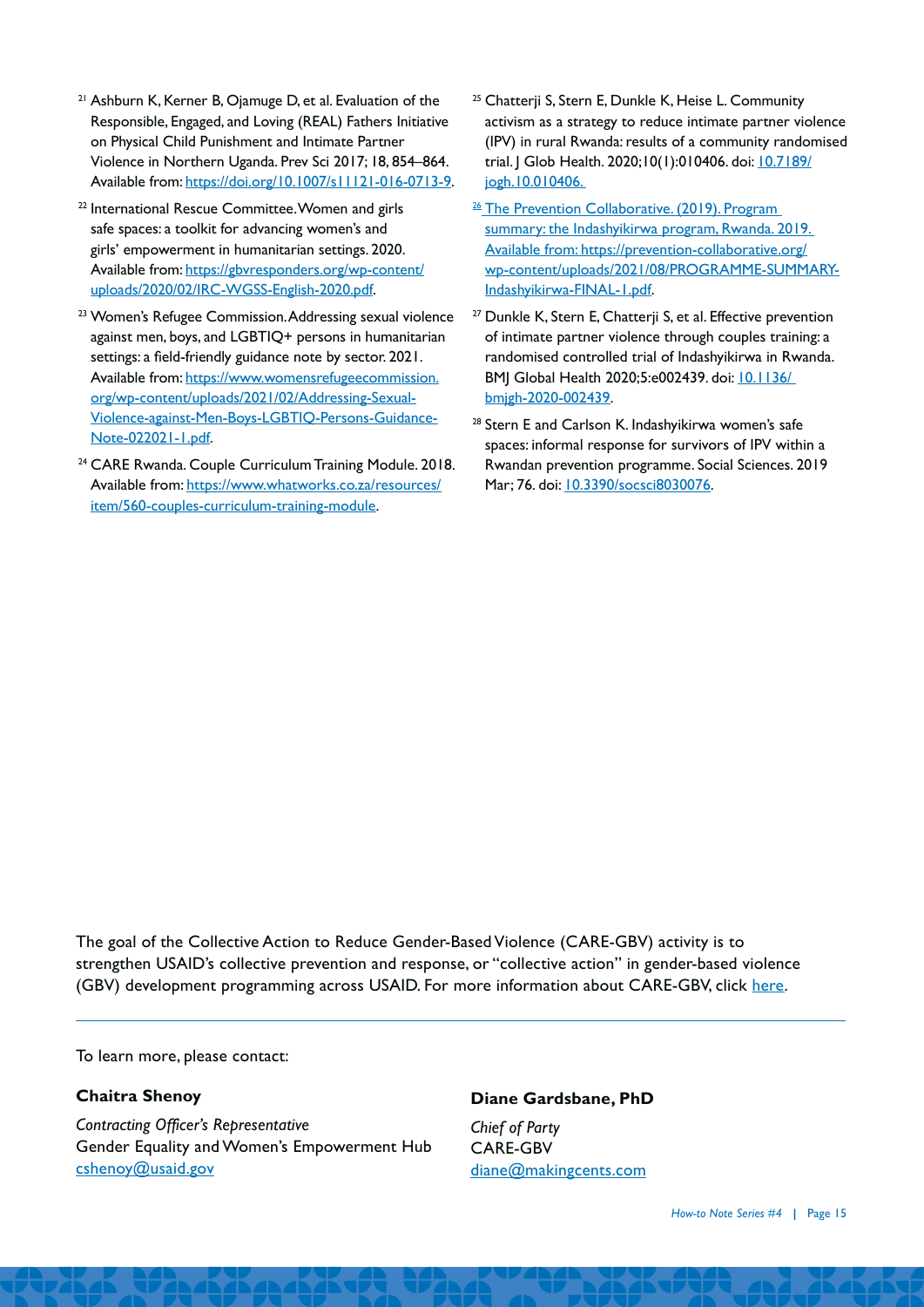[21] Ashburn K, Kerner B, Ojamuge D, et al. Evaluation of the Responsible, Engaged, and Loving (REAL) Fathers Initiative on Physical Child Punishment and Intimate Partner Violence in Northern Uganda. Prev Sci 2017; 18, 854–864. Available from: https://doi.org/10.1007/s11121-016-0713-9.

[22] International Rescue Committee. Women and girls safe spaces: a toolkit for advancing women's and girls' empowerment in humanitarian settings. 2020. Available from: https://gbvresponders.org/wp-content/uploads/2020/02/IRC-WGSS-English-2020.pdf.

[23] Women's Refugee Commission. Addressing sexual violence against men, boys, and LGBTIQ+ persons in humanitarian settings: a field-friendly guidance note by sector. 2021. Available from: https://www.womensrefugeecommission.org/wp-content/uploads/2021/02/Addressing-Sexual-Violence-against-Men-Boys-LGBTIQ-Persons-Guidance-Note-022021-1.pdf.

[24] CARE Rwanda. Couple Curriculum Training Module. 2018. Available from: https://www.whatworks.co.za/resources/item/560-couples-curriculum-training-module.

[25] Chatterji S, Stern E, Dunkle K, Heise L. Community activism as a strategy to reduce intimate partner violence (IPV) in rural Rwanda: results of a community randomised trial. J Glob Health. 2020;10(1):010406. doi: 10.7189/jogh.10.010406.

[26] The Prevention Collaborative. (2019). Program summary: the Indashyikirwa program, Rwanda. 2019. Available from: https://prevention-collaborative.org/wp-content/uploads/2021/08/PROGRAMME-SUMMARY-Indashyikirwa-FINAL-1.pdf.

[27] Dunkle K, Stern E, Chatterji S, et al. Effective prevention of intimate partner violence through couples training: a randomised controlled trial of Indashyikirwa in Rwanda. BMJ Global Health 2020;5:e002439. doi: 10.1136/bmjgh-2020-002439.

[28] Stern E and Carlson K. Indashyikirwa women's safe spaces: informal response for survivors of IPV within a Rwandan prevention programme. Social Sciences. 2019 Mar; 76. doi: 10.3390/socsci8030076.

The goal of the Collective Action to Reduce Gender-Based Violence (CARE-GBV) activity is to strengthen USAID's collective prevention and response, or "collective action" in gender-based violence (GBV) development programming across USAID. For more information about CARE-GBV, click here.

---

To learn more, please contact:

**Chaitra Shenoy**

*Contracting Officer's Representative*
Gender Equality and Women's Empowerment Hub
cshenoy@usaid.gov

**Diane Gardsbane, PhD**

*Chief of Party*
CARE-GBV
diane@makingcents.com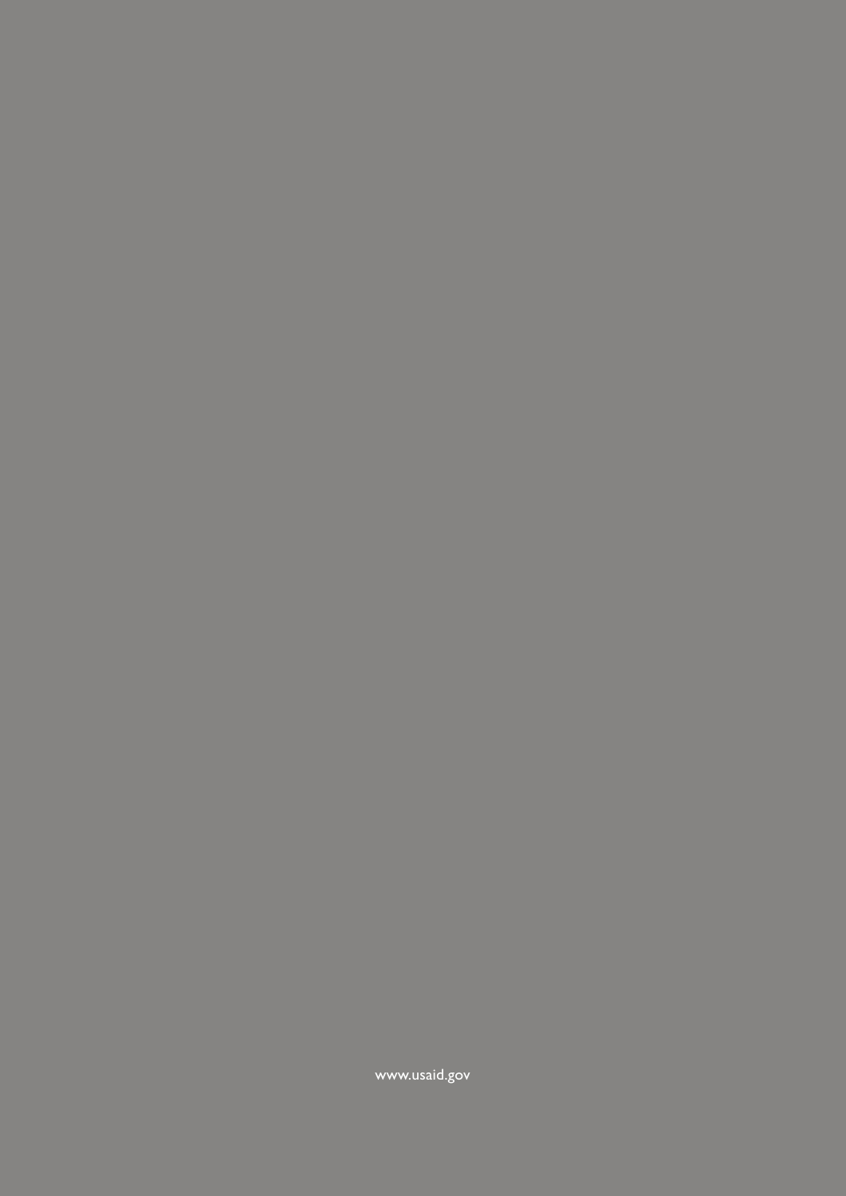www.usaid.gov